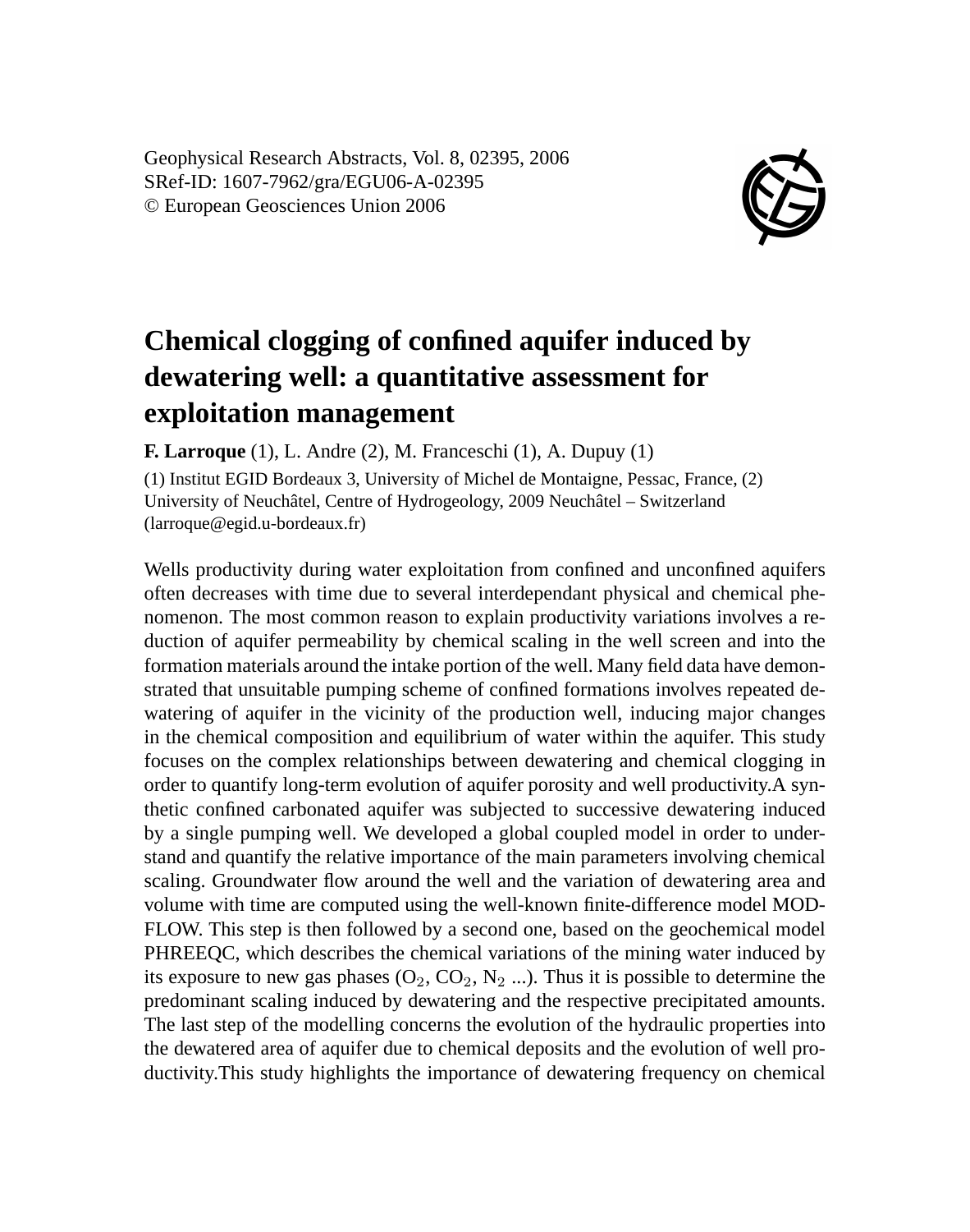Geophysical Research Abstracts, Vol. 8, 02395, 2006
SRef-ID: 1607-7962/gra/EGU06-A-02395
© European Geosciences Union 2006

# Chemical clogging of confined aquifer induced by dewatering well: a quantitative assessment for exploitation management

**F. Larroque** (1), L. Andre (2), M. Franceschi (1), A. Dupuy (1)

(1) Institut EGID Bordeaux 3, University of Michel de Montaigne, Pessac, France, (2) University of Neuchâtel, Centre of Hydrogeology, 2009 Neuchâtel – Switzerland (larroque@egid.u-bordeaux.fr)

Wells productivity during water exploitation from confined and unconfined aquifers often decreases with time due to several interdependant physical and chemical phenomenon. The most common reason to explain productivity variations involves a reduction of aquifer permeability by chemical scaling in the well screen and into the formation materials around the intake portion of the well. Many field data have demonstrated that unsuitable pumping scheme of confined formations involves repeated dewatering of aquifer in the vicinity of the production well, inducing major changes in the chemical composition and equilibrium of water within the aquifer. This study focuses on the complex relationships between dewatering and chemical clogging in order to quantify long-term evolution of aquifer porosity and well productivity.A synthetic confined carbonated aquifer was subjected to successive dewatering induced by a single pumping well. We developed a global coupled model in order to understand and quantify the relative importance of the main parameters involving chemical scaling. Groundwater flow around the well and the variation of dewatering area and volume with time are computed using the well-known finite-difference model MODFLOW. This step is then followed by a second one, based on the geochemical model PHREEQC, which describes the chemical variations of the mining water induced by its exposure to new gas phases ($O_2$, $CO_2$, $N_2$ ...). Thus it is possible to determine the predominant scaling induced by dewatering and the respective precipitated amounts. The last step of the modelling concerns the evolution of the hydraulic properties into the dewatered area of aquifer due to chemical deposits and the evolution of well productivity.This study highlights the importance of dewatering frequency on chemical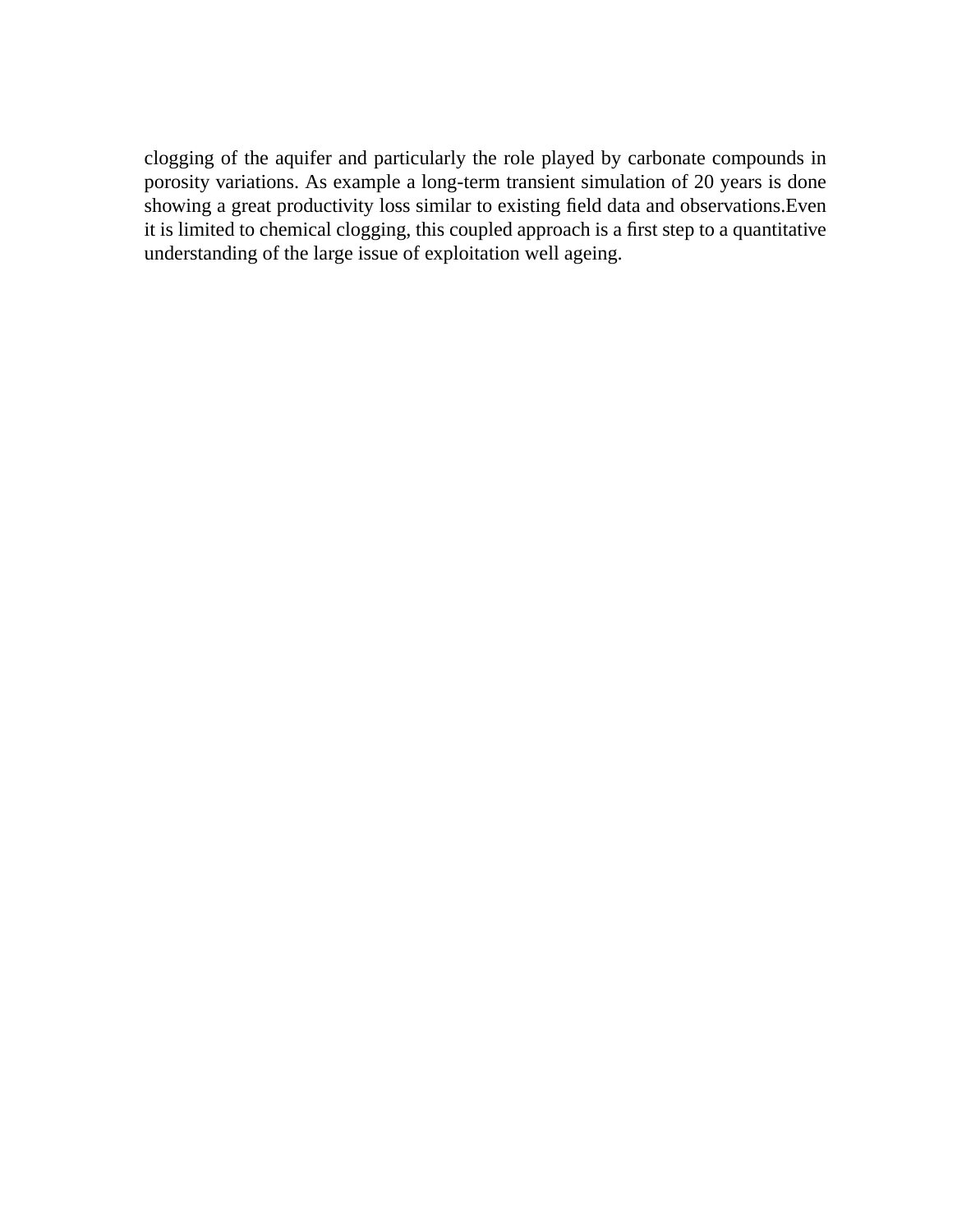clogging of the aquifer and particularly the role played by carbonate compounds in porosity variations. As example a long-term transient simulation of 20 years is done showing a great productivity loss similar to existing field data and observations.Even it is limited to chemical clogging, this coupled approach is a first step to a quantitative understanding of the large issue of exploitation well ageing.